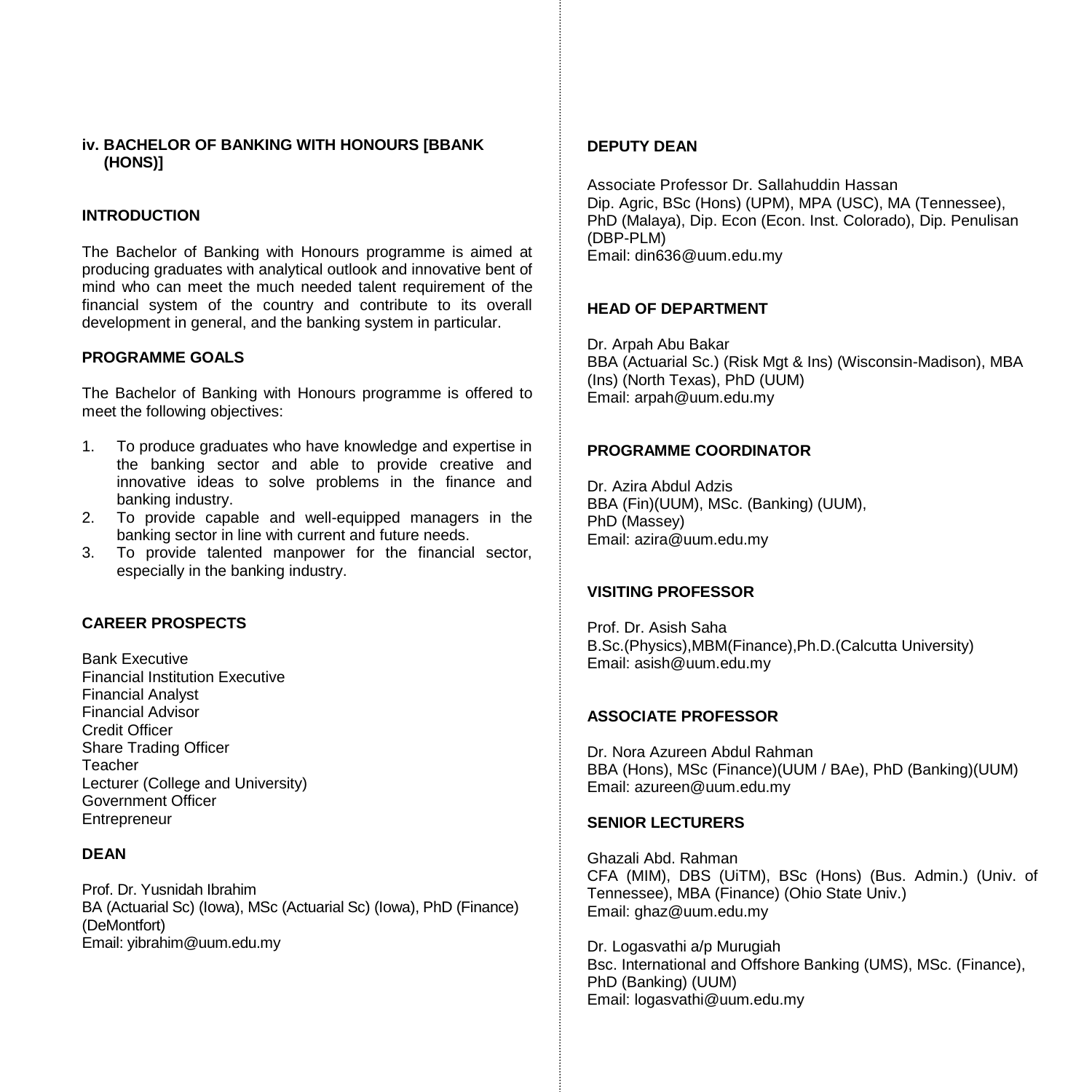## iv. BACHELOR OF BANKING WITH HONOURS [BBANK (HONS)]

### INTRODUCTION

The Bachelor of Banking with Honours programme is aimed at producing graduates with analytical outlook and innovative bent of mind who can meet the much needed talent requirement of the financial system of the country and contribute to its overall development in general, and the banking system in particular.

### PROGRAMME GOALS

The Bachelor of Banking with Honours programme is offered to meet the following objectives:

1. To produce graduates who have knowledge and expertise in the banking sector and able to provide creative and innovative ideas to solve problems in the finance and banking industry.
2. To provide capable and well-equipped managers in the banking sector in line with current and future needs.
3. To provide talented manpower for the financial sector, especially in the banking industry.

### CAREER PROSPECTS

Bank Executive
Financial Institution Executive
Financial Analyst
Financial Advisor
Credit Officer
Share Trading Officer
Teacher
Lecturer (College and University)
Government Officer
Entrepreneur

### DEAN

Prof. Dr. Yusnidah Ibrahim
BA (Actuarial Sc) (Iowa), MSc (Actuarial Sc) (Iowa), PhD (Finance) (DeMontfort)
Email: yibrahim@uum.edu.my

### DEPUTY DEAN

Associate Professor Dr. Sallahuddin Hassan
Dip. Agric, BSc (Hons) (UPM), MPA (USC), MA (Tennessee), PhD (Malaya), Dip. Econ (Econ. Inst. Colorado), Dip. Penulisan (DBP-PLM)
Email: din636@uum.edu.my

### HEAD OF DEPARTMENT

Dr. Arpah Abu Bakar
BBA (Actuarial Sc.) (Risk Mgt & Ins) (Wisconsin-Madison), MBA (Ins) (North Texas), PhD (UUM)
Email: arpah@uum.edu.my

### PROGRAMME COORDINATOR

Dr. Azira Abdul Adzis
BBA (Fin)(UUM), MSc. (Banking) (UUM), PhD (Massey)
Email: azira@uum.edu.my

### VISITING PROFESSOR

Prof. Dr. Asish Saha
B.Sc.(Physics),MBM(Finance),Ph.D.(Calcutta University)
Email: asish@uum.edu.my

### ASSOCIATE PROFESSOR

Dr. Nora Azureen Abdul Rahman
BBA (Hons), MSc (Finance)(UUM / BAe), PhD (Banking)(UUM)
Email: azureen@uum.edu.my

### SENIOR LECTURERS

Ghazali Abd. Rahman
CFA (MIM), DBS (UiTM), BSc (Hons) (Bus. Admin.) (Univ. of Tennessee), MBA (Finance) (Ohio State Univ.)
Email: ghaz@uum.edu.my

Dr. Logasvathi a/p Murugiah
Bsc. International and Offshore Banking (UMS), MSc. (Finance), PhD (Banking) (UUM)
Email: logasvathi@uum.edu.my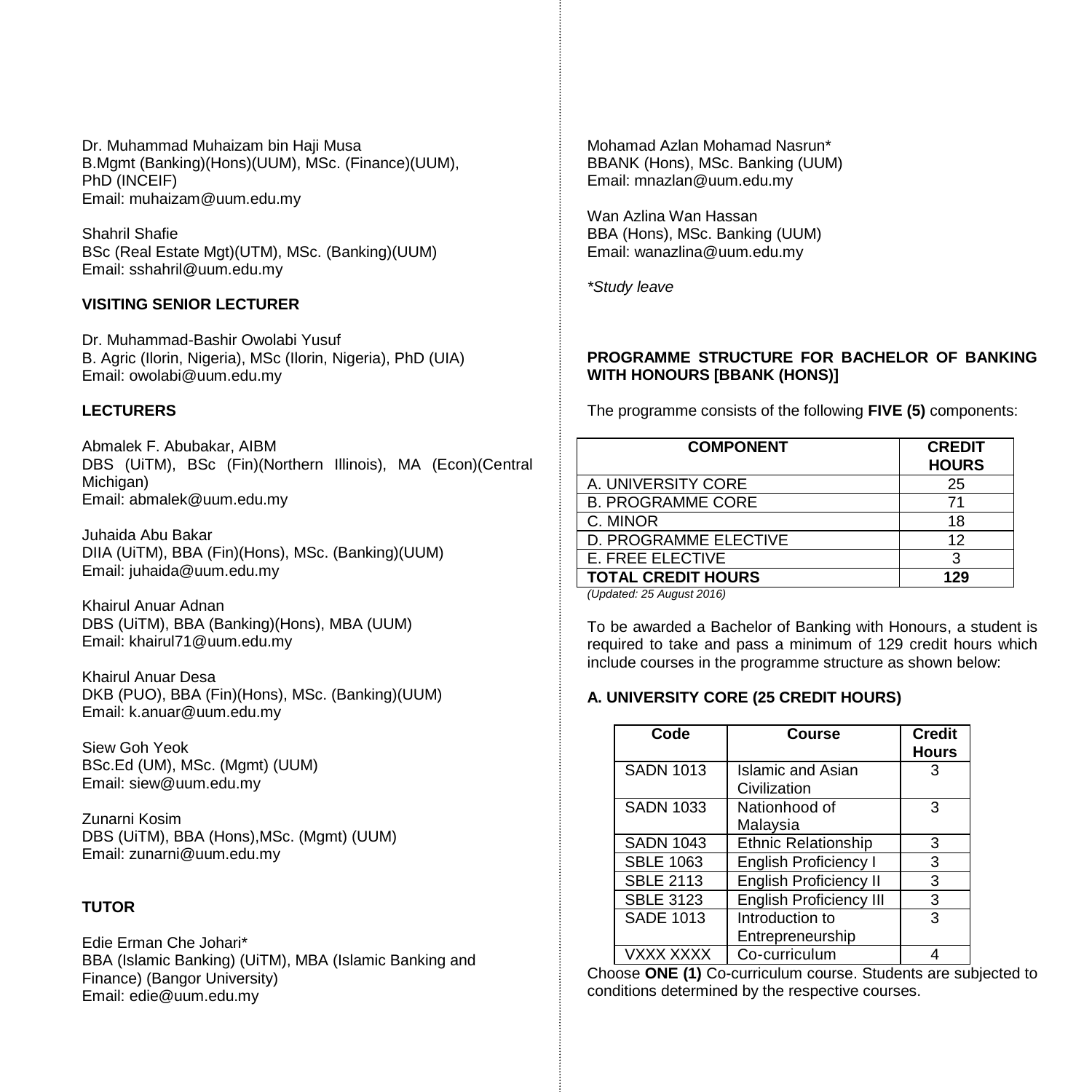Dr. Muhammad Muhaizam bin Haji Musa
B.Mgmt (Banking)(Hons)(UUM), MSc. (Finance)(UUM), PhD (INCEIF)
Email: muhaizam@uum.edu.my

Shahril Shafie
BSc (Real Estate Mgt)(UTM), MSc. (Banking)(UUM)
Email: sshahril@uum.edu.my

**VISITING SENIOR LECTURER**

Dr. Muhammad-Bashir Owolabi Yusuf
B. Agric (Ilorin, Nigeria), MSc (Ilorin, Nigeria), PhD (UIA)
Email: owolabi@uum.edu.my

**LECTURERS**

Abmalek F. Abubakar, AIBM
DBS (UiTM), BSc (Fin)(Northern Illinois), MA (Econ)(Central Michigan)
Email: abmalek@uum.edu.my

Juhaida Abu Bakar
DIIA (UiTM), BBA (Fin)(Hons), MSc. (Banking)(UUM)
Email: juhaida@uum.edu.my

Khairul Anuar Adnan
DBS (UiTM), BBA (Banking)(Hons), MBA (UUM)
Email: khairul71@uum.edu.my

Khairul Anuar Desa
DKB (PUO), BBA (Fin)(Hons), MSc. (Banking)(UUM)
Email: k.anuar@uum.edu.my

Siew Goh Yeok
BSc.Ed (UM), MSc. (Mgmt) (UUM)
Email: siew@uum.edu.my

Zunarni Kosim
DBS (UiTM), BBA (Hons),MSc. (Mgmt) (UUM)
Email: zunarni@uum.edu.my

**TUTOR**

Edie Erman Che Johari*
BBA (Islamic Banking) (UiTM), MBA (Islamic Banking and Finance) (Bangor University)
Email: edie@uum.edu.my

Mohamad Azlan Mohamad Nasrun*
BBANK (Hons), MSc. Banking (UUM)
Email: mnazlan@uum.edu.my

Wan Azlina Wan Hassan
BBA (Hons), MSc. Banking (UUM)
Email: wanazlina@uum.edu.my

*\*Study leave*

**PROGRAMME STRUCTURE FOR BACHELOR OF BANKING WITH HONOURS [BBANK (HONS)]**

The programme consists of the following **FIVE (5)** components:

| COMPONENT | CREDIT HOURS |
|---|---|
| A. UNIVERSITY CORE | 25 |
| B. PROGRAMME CORE | 71 |
| C. MINOR | 18 |
| D. PROGRAMME ELECTIVE | 12 |
| E. FREE ELECTIVE | 3 |
| **TOTAL CREDIT HOURS** | **129** |

*(Updated: 25 August 2016)*

To be awarded a Bachelor of Banking with Honours, a student is required to take and pass a minimum of 129 credit hours which include courses in the programme structure as shown below:

**A. UNIVERSITY CORE (25 CREDIT HOURS)**

| Code | Course | Credit Hours |
|---|---|---|
| SADN 1013 | Islamic and Asian Civilization | 3 |
| SADN 1033 | Nationhood of Malaysia | 3 |
| SADN 1043 | Ethnic Relationship | 3 |
| SBLE 1063 | English Proficiency I | 3 |
| SBLE 2113 | English Proficiency II | 3 |
| SBLE 3123 | English Proficiency III | 3 |
| SADE 1013 | Introduction to Entrepreneurship | 3 |
| VXXX XXXX | Co-curriculum | 4 |

Choose **ONE (1)** Co-curriculum course. Students are subjected to conditions determined by the respective courses.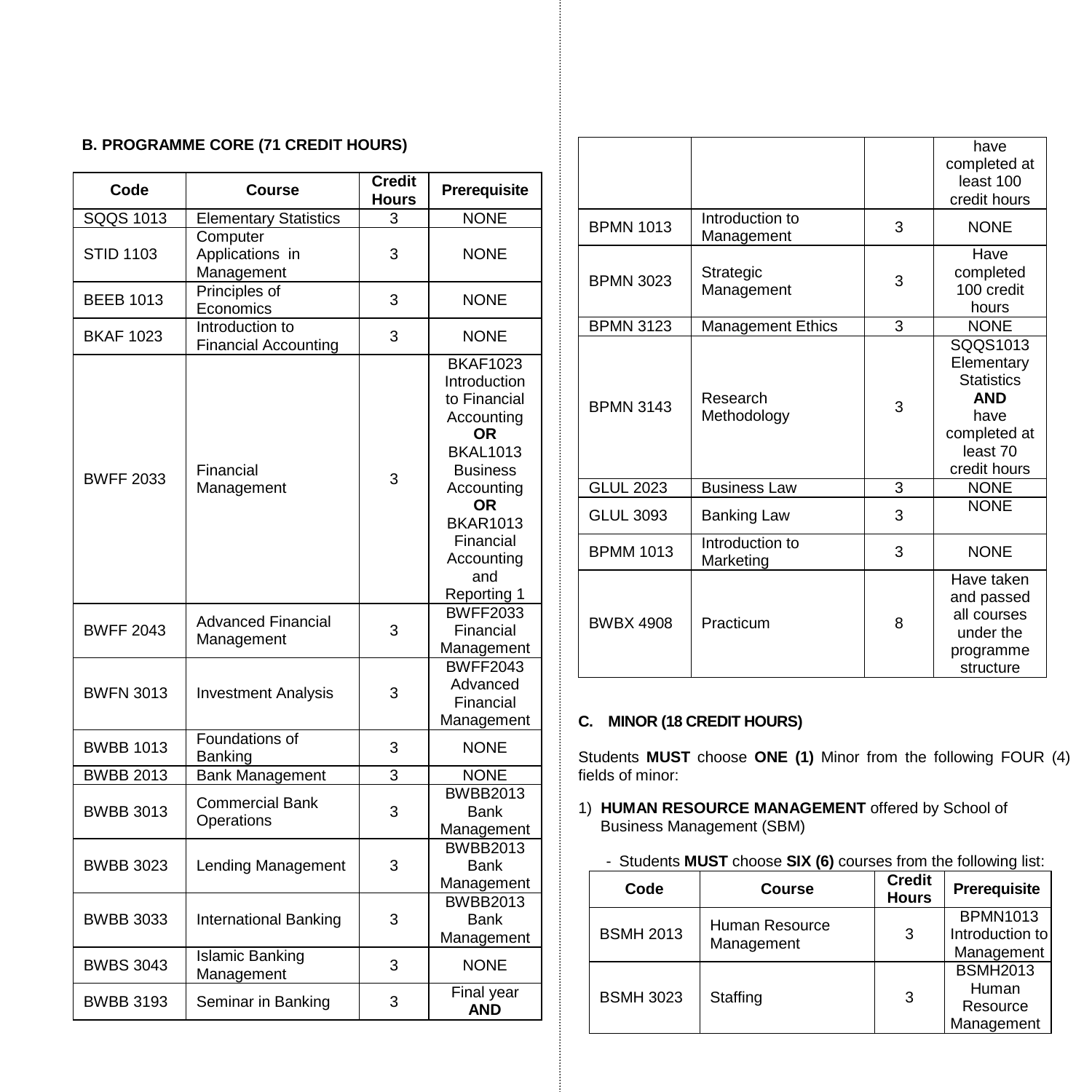**B. PROGRAMME CORE (71 CREDIT HOURS)**

| Code | Course | Credit Hours | Prerequisite |
|---|---|---|---|
| SQQS 1013 | Elementary Statistics | 3 | NONE |
| STID 1103 | Computer Applications in Management | 3 | NONE |
| BEEB 1013 | Principles of Economics | 3 | NONE |
| BKAF 1023 | Introduction to Financial Accounting | 3 | NONE |
| BWFF 2033 | Financial Management | 3 | BKAF1023 Introduction to Financial Accounting **OR** BKAL1013 Business Accounting **OR** BKAR1013 Financial Accounting and Reporting 1 |
| BWFF 2043 | Advanced Financial Management | 3 | BWFF2033 Financial Management |
| BWFN 3013 | Investment Analysis | 3 | BWFF2043 Advanced Financial Management |
| BWBB 1013 | Foundations of Banking | 3 | NONE |
| BWBB 2013 | Bank Management | 3 | NONE |
| BWBB 3013 | Commercial Bank Operations | 3 | BWBB2013 Bank Management |
| BWBB 3023 | Lending Management | 3 | BWBB2013 Bank Management |
| BWBB 3033 | International Banking | 3 | BWBB2013 Bank Management |
| BWBS 3043 | Islamic Banking Management | 3 | NONE |
| BWBB 3193 | Seminar in Banking | 3 | Final year **AND** have completed at least 100 credit hours |
| BPMN 1013 | Introduction to Management | 3 | NONE |
| BPMN 3023 | Strategic Management | 3 | Have completed 100 credit hours |
| BPMN 3123 | Management Ethics | 3 | NONE |
| BPMN 3143 | Research Methodology | 3 | SQQS1013 Elementary Statistics **AND** have completed at least 70 credit hours |
| GLUL 2023 | Business Law | 3 | NONE |
| GLUL 3093 | Banking Law | 3 | NONE |
| BPMM 1013 | Introduction to Marketing | 3 | NONE |
| BWBX 4908 | Practicum | 8 | Have taken and passed all courses under the programme structure |

**C. MINOR (18 CREDIT HOURS)**

Students **MUST** choose **ONE (1)** Minor from the following FOUR (4) fields of minor:

1) **HUMAN RESOURCE MANAGEMENT** offered by School of Business Management (SBM)

   - Students **MUST** choose **SIX (6)** courses from the following list:

| Code | Course | Credit Hours | Prerequisite |
|---|---|---|---|
| BSMH 2013 | Human Resource Management | 3 | BPMN1013 Introduction to Management |
| BSMH 3023 | Staffing | 3 | BSMH2013 Human Resource Management |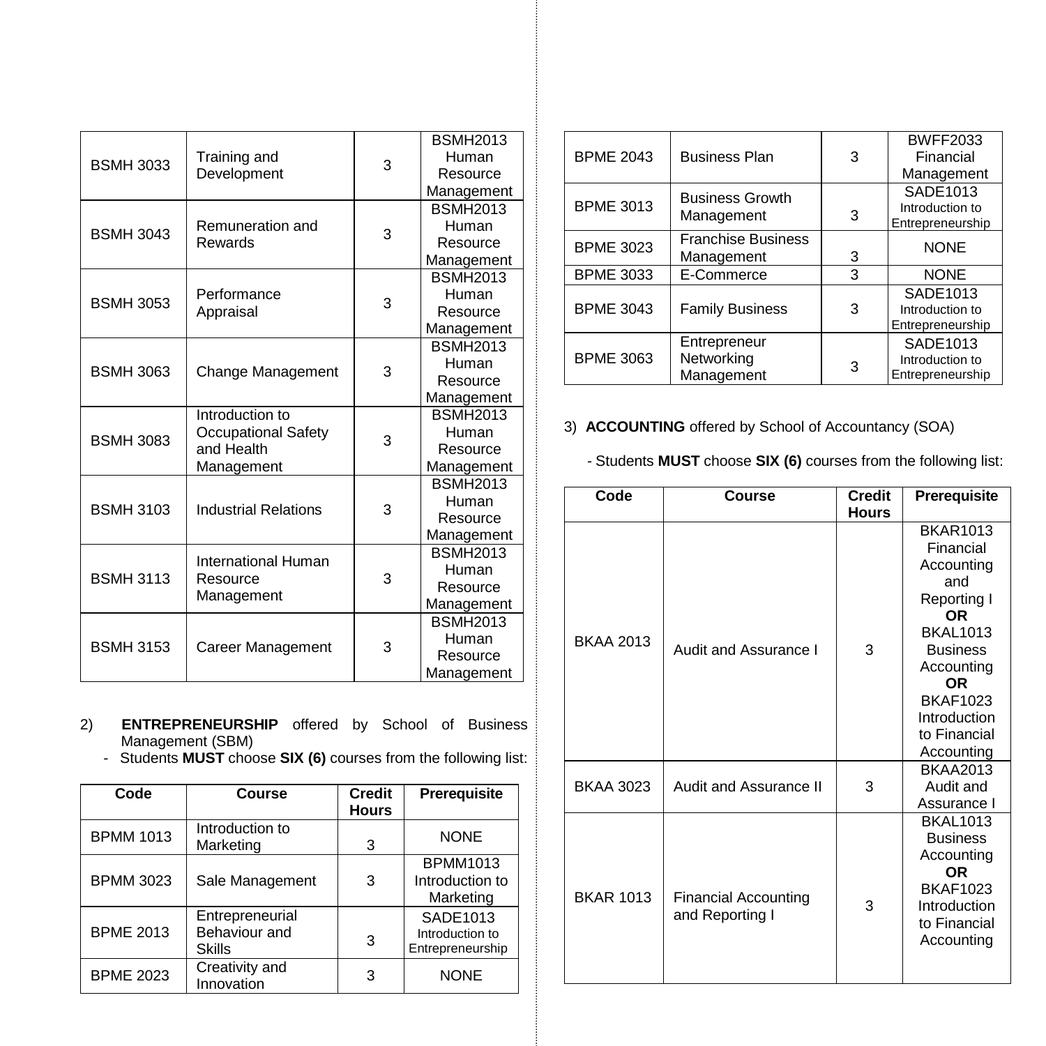| BSMH 3033 | Training and Development | 3 | BSMH2013 Human Resource Management |
|---|---|---|---|
| BSMH 3043 | Remuneration and Rewards | 3 | BSMH2013 Human Resource Management |
| BSMH 3053 | Performance Appraisal | 3 | BSMH2013 Human Resource Management |
| BSMH 3063 | Change Management | 3 | BSMH2013 Human Resource Management |
| BSMH 3083 | Introduction to Occupational Safety and Health Management | 3 | BSMH2013 Human Resource Management |
| BSMH 3103 | Industrial Relations | 3 | BSMH2013 Human Resource Management |
| BSMH 3113 | International Human Resource Management | 3 | BSMH2013 Human Resource Management |
| BSMH 3153 | Career Management | 3 | BSMH2013 Human Resource Management |

2) **ENTREPRENEURSHIP** offered by School of Business Management (SBM)
   - Students **MUST** choose **SIX (6)** courses from the following list:

| Code | Course | Credit Hours | Prerequisite |
|---|---|---|---|
| BPMM 1013 | Introduction to Marketing | 3 | NONE |
| BPMM 3023 | Sale Management | 3 | BPMM1013 Introduction to Marketing |
| BPME 2013 | Entrepreneurial Behaviour and Skills | 3 | SADE1013 Introduction to Entrepreneurship |
| BPME 2023 | Creativity and Innovation | 3 | NONE |
| BPME 2043 | Business Plan | 3 | BWFF2033 Financial Management |
| BPME 3013 | Business Growth Management | 3 | SADE1013 Introduction to Entrepreneurship |
| BPME 3023 | Franchise Business Management | 3 | NONE |
| BPME 3033 | E-Commerce | 3 | NONE |
| BPME 3043 | Family Business | 3 | SADE1013 Introduction to Entrepreneurship |
| BPME 3063 | Entrepreneur Networking Management | 3 | SADE1013 Introduction to Entrepreneurship |

3) **ACCOUNTING** offered by School of Accountancy (SOA)

   - Students **MUST** choose **SIX (6)** courses from the following list:

| Code | Course | Credit Hours | Prerequisite |
|---|---|---|---|
| BKAA 2013 | Audit and Assurance I | 3 | BKAR1013 Financial Accounting and Reporting I **OR** BKAL1013 Business Accounting **OR** BKAF1023 Introduction to Financial Accounting |
| BKAA 3023 | Audit and Assurance II | 3 | BKAA2013 Audit and Assurance I |
| BKAR 1013 | Financial Accounting and Reporting I | 3 | BKAL1013 Business Accounting **OR** BKAF1023 Introduction to Financial Accounting |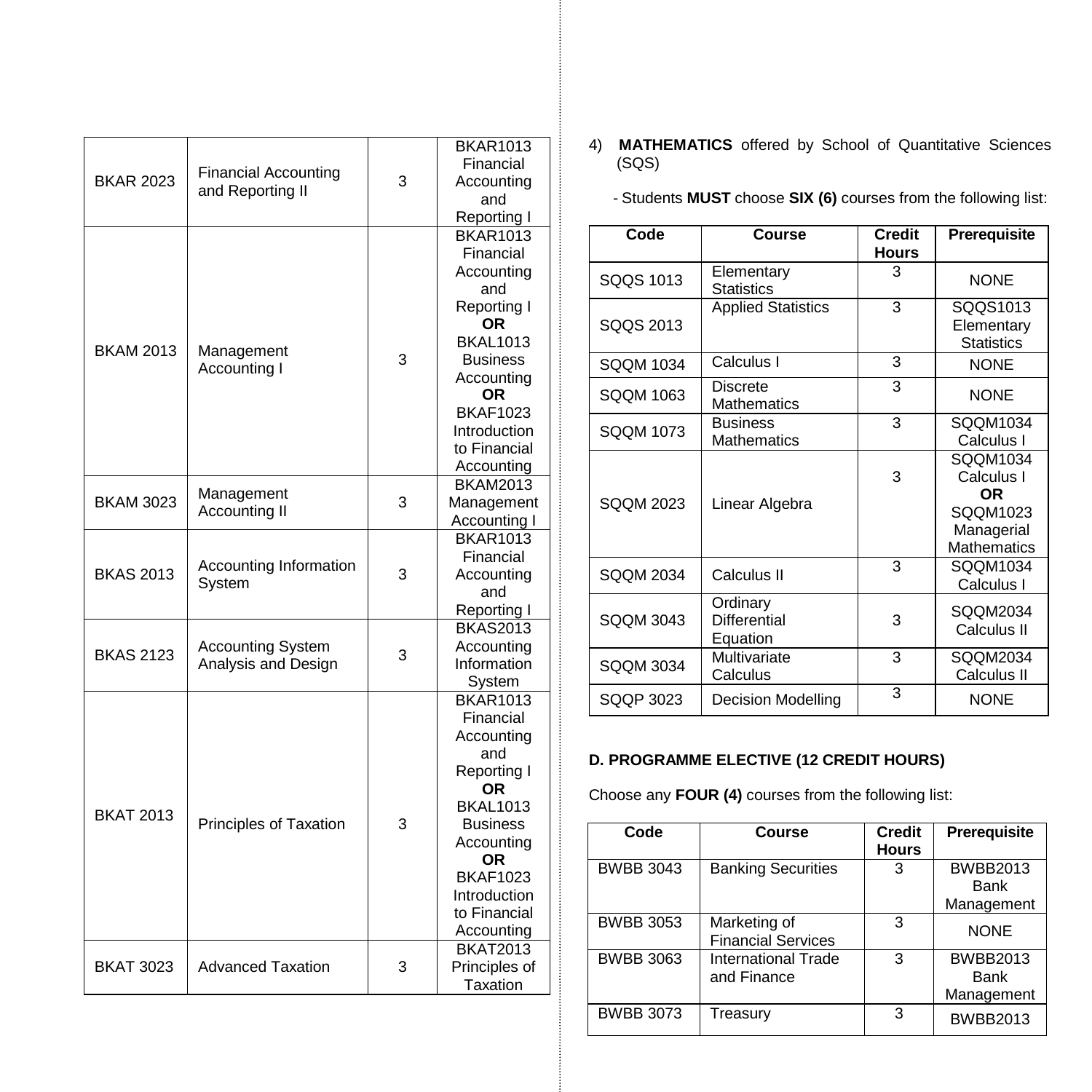| BKAR 2023 | Financial Accounting and Reporting II | 3 | BKAR1013 Financial Accounting and Reporting I |
|---|---|---|---|
| BKAM 2013 | Management Accounting I | 3 | BKAR1013 Financial Accounting and Reporting I **OR** BKAL1013 Business Accounting **OR** BKAF1023 Introduction to Financial Accounting |
| BKAM 3023 | Management Accounting II | 3 | BKAM2013 Management Accounting I |
| BKAS 2013 | Accounting Information System | 3 | BKAR1013 Financial Accounting and Reporting I |
| BKAS 2123 | Accounting System Analysis and Design | 3 | BKAS2013 Accounting Information System |
| BKAT 2013 | Principles of Taxation | 3 | BKAR1013 Financial Accounting and Reporting I **OR** BKAL1013 Business Accounting **OR** BKAF1023 Introduction to Financial Accounting |
| BKAT 3023 | Advanced Taxation | 3 | BKAT2013 Principles of Taxation |

4) **MATHEMATICS** offered by School of Quantitative Sciences (SQS)

- Students **MUST** choose **SIX (6)** courses from the following list:

| Code | Course | Credit Hours | Prerequisite |
|---|---|---|---|
| SQQS 1013 | Elementary Statistics | 3 | NONE |
| SQQS 2013 | Applied Statistics | 3 | SQQS1013 Elementary Statistics |
| SQQM 1034 | Calculus I | 3 | NONE |
| SQQM 1063 | Discrete Mathematics | 3 | NONE |
| SQQM 1073 | Business Mathematics | 3 | SQQM1034 Calculus I |
| SQQM 2023 | Linear Algebra | 3 | SQQM1034 Calculus I **OR** SQQM1023 Managerial Mathematics |
| SQQM 2034 | Calculus II | 3 | SQQM1034 Calculus I |
| SQQM 3043 | Ordinary Differential Equation | 3 | SQQM2034 Calculus II |
| SQQM 3034 | Multivariate Calculus | 3 | SQQM2034 Calculus II |
| SQQP 3023 | Decision Modelling | 3 | NONE |

**D. PROGRAMME ELECTIVE (12 CREDIT HOURS)**

Choose any **FOUR (4)** courses from the following list:

| Code | Course | Credit Hours | Prerequisite |
|---|---|---|---|
| BWBB 3043 | Banking Securities | 3 | BWBB2013 Bank Management |
| BWBB 3053 | Marketing of Financial Services | 3 | NONE |
| BWBB 3063 | International Trade and Finance | 3 | BWBB2013 Bank Management |
| BWBB 3073 | Treasury | 3 | BWBB2013 |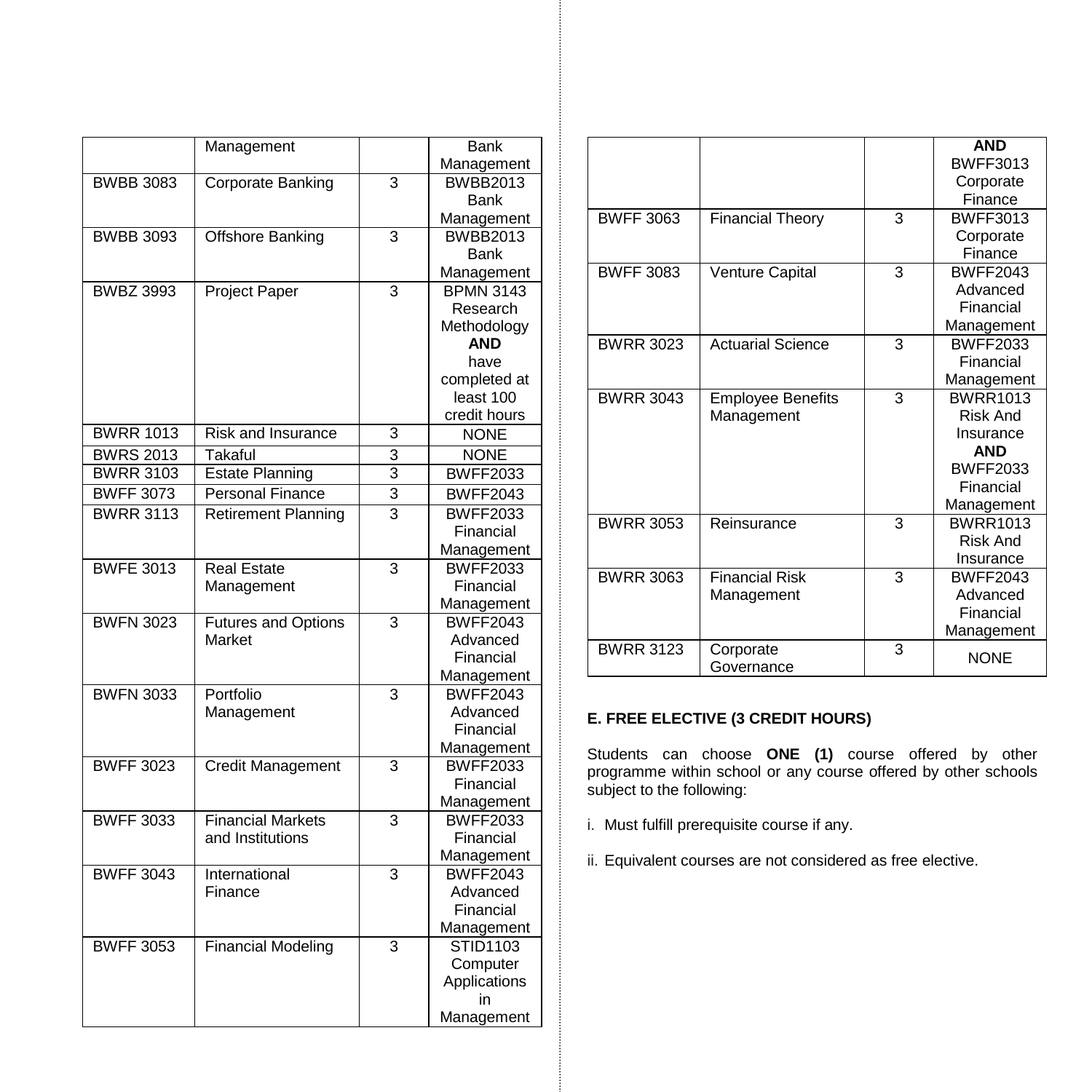|  | Management |  | Bank Management |
|---|---|---|---|
| BWBB 3083 | Corporate Banking | 3 | BWBB2013 Bank Management |
| BWBB 3093 | Offshore Banking | 3 | BWBB2013 Bank Management |
| BWBZ 3993 | Project Paper | 3 | BPMN 3143 Research Methodology **AND** have completed at least 100 credit hours |
| BWRR 1013 | Risk and Insurance | 3 | NONE |
| BWRS 2013 | Takaful | 3 | NONE |
| BWRR 3103 | Estate Planning | 3 | BWFF2033 |
| BWFF 3073 | Personal Finance | 3 | BWFF2043 |
| BWRR 3113 | Retirement Planning | 3 | BWFF2033 Financial Management |
| BWFE 3013 | Real Estate Management | 3 | BWFF2033 Financial Management |
| BWFN 3023 | Futures and Options Market | 3 | BWFF2043 Advanced Financial Management |
| BWFN 3033 | Portfolio Management | 3 | BWFF2043 Advanced Financial Management |
| BWFF 3023 | Credit Management | 3 | BWFF2033 Financial Management |
| BWFF 3033 | Financial Markets and Institutions | 3 | BWFF2033 Financial Management |
| BWFF 3043 | International Finance | 3 | BWFF2043 Advanced Financial Management |
| BWFF 3053 | Financial Modeling | 3 | STID1103 Computer Applications in Management |
|  |  |  | **AND** BWFF3013 Corporate Finance |
| BWFF 3063 | Financial Theory | 3 | BWFF3013 Corporate Finance |
| BWFF 3083 | Venture Capital | 3 | BWFF2043 Advanced Financial Management |
| BWRR 3023 | Actuarial Science | 3 | BWFF2033 Financial Management |
| BWRR 3043 | Employee Benefits Management | 3 | BWRR1013 Risk And Insurance **AND** BWFF2033 Financial Management |
| BWRR 3053 | Reinsurance | 3 | BWRR1013 Risk And Insurance |
| BWRR 3063 | Financial Risk Management | 3 | BWFF2043 Advanced Financial Management |
| BWRR 3123 | Corporate Governance | 3 | NONE |

**E. FREE ELECTIVE (3 CREDIT HOURS)**

Students can choose **ONE (1)** course offered by other programme within school or any course offered by other schools subject to the following:

i. Must fulfill prerequisite course if any.

ii. Equivalent courses are not considered as free elective.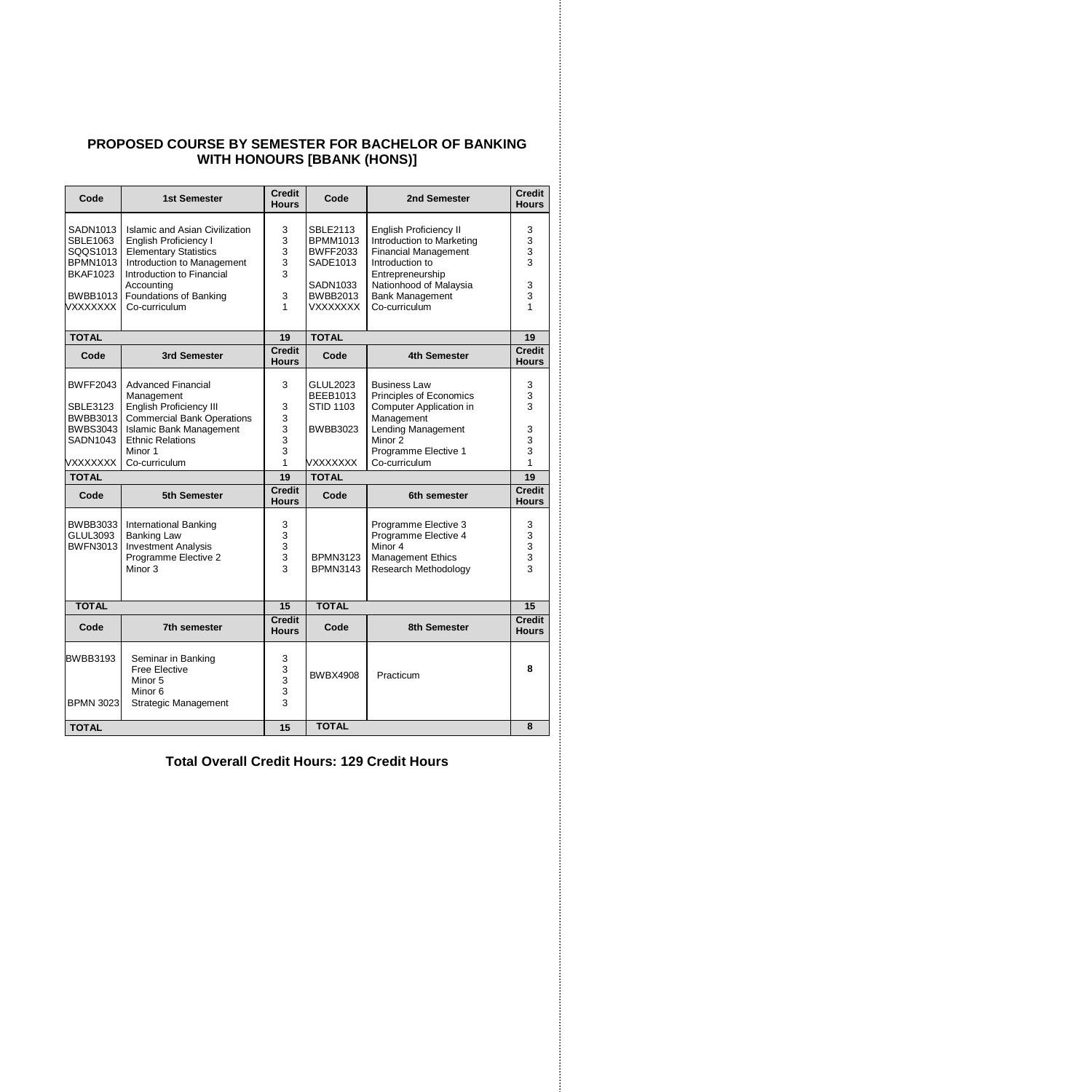**PROPOSED COURSE BY SEMESTER FOR BACHELOR OF BANKING WITH HONOURS [BBANK (HONS)]**

| Code | 1st Semester | Credit Hours | Code | 2nd Semester | Credit Hours |
|---|---|---|---|---|---|
| SADN1013 | Islamic and Asian Civilization | 3 | SBLE2113 | English Proficiency II | 3 |
| SBLE1063 | English Proficiency I | 3 | BPMM1013 | Introduction to Marketing | 3 |
| SQQS1013 | Elementary Statistics | 3 | BWFF2033 | Financial Management | 3 |
| BPMN1013 | Introduction to Management | 3 | SADE1013 | Introduction to Entrepreneurship | 3 |
| BKAF1023 | Introduction to Financial Accounting | 3 | SADN1033 | Nationhood of Malaysia | 3 |
| BWBB1013 | Foundations of Banking | 3 | BWBB2013 | Bank Management | 3 |
| VXXXXXXX | Co-curriculum | 1 | VXXXXXXX | Co-curriculum | 1 |
| **TOTAL** | | **19** | **TOTAL** | | **19** |
| **Code** | **3rd Semester** | **Credit Hours** | **Code** | **4th Semester** | **Credit Hours** |
| BWFF2043 | Advanced Financial Management | 3 | GLUL2023 | Business Law | 3 |
| SBLE3123 | English Proficiency III | 3 | BEEB1013 | Principles of Economics | 3 |
| BWBB3013 | Commercial Bank Operations | 3 | STID 1103 | Computer Application in Management | 3 |
| BWBS3043 | Islamic Bank Management | 3 | BWBB3023 | Lending Management | 3 |
| SADN1043 | Ethnic Relations | 3 | | Minor 2 | 3 |
| | Minor 1 | 3 | | Programme Elective 1 | 3 |
| VXXXXXXX | Co-curriculum | 1 | VXXXXXXX | Co-curriculum | 1 |
| **TOTAL** | | **19** | **TOTAL** | | **19** |
| **Code** | **5th Semester** | **Credit Hours** | **Code** | **6th semester** | **Credit Hours** |
| BWBB3033 | International Banking | 3 | | Programme Elective 3 | 3 |
| GLUL3093 | Banking Law | 3 | | Programme Elective 4 | 3 |
| BWFN3013 | Investment Analysis | 3 | | Minor 4 | 3 |
| | Programme Elective 2 | 3 | BPMN3123 | Management Ethics | 3 |
| | Minor 3 | 3 | BPMN3143 | Research Methodology | 3 |
| **TOTAL** | | **15** | **TOTAL** | | **15** |
| **Code** | **7th semester** | **Credit Hours** | **Code** | **8th Semester** | **Credit Hours** |
| BWBB3193 | Seminar in Banking | 3 | BWBX4908 | Practicum | **8** |
| | Free Elective | 3 | | | |
| | Minor 5 | 3 | | | |
| | Minor 6 | 3 | | | |
| BPMN 3023 | Strategic Management | 3 | | | |
| **TOTAL** | | **15** | **TOTAL** | | **8** |

**Total Overall Credit Hours: 129 Credit Hours**